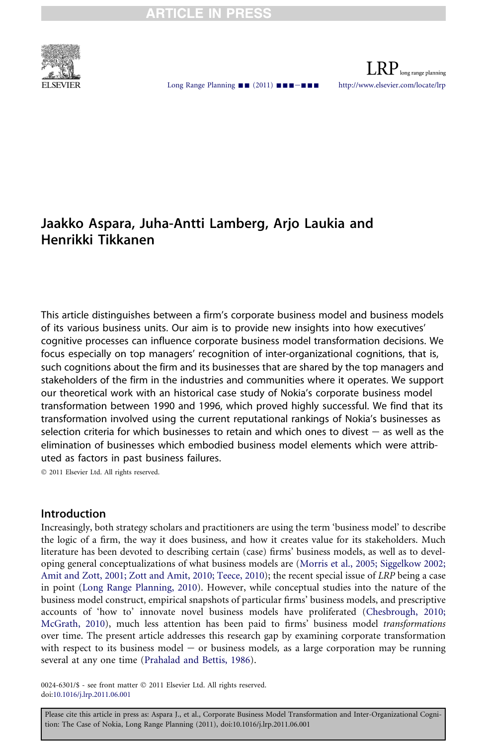Jaakko Aspara, Juha-Antti Lamberg, Arjo Laukia and Henrikki Tikkanen

This article distinguishes between a firm's corporate business model and business models of its various business units. Our aim is to provide new insights into how executives' cognitive processes can influence corporate business model transformation decisions. We focus especially on top managers' recognition of inter-organizational cognitions, that is, such cognitions about the firm and its businesses that are shared by the top managers and stakeholders of the firm in the industries and communities where it operates. We support our theoretical work with an historical case study of Nokia's corporate business model transformation between 1990 and 1996, which proved highly successful. We find that its transformation involved using the current reputational rankings of Nokia's businesses as selection criteria for which businesses to retain and which ones to divest – as well as the elimination of businesses which embodied business model elements which were attributed as factors in past business failures.

© 2011 Elsevier Ltd. All rights reserved.

## Introduction

Increasingly, both strategy scholars and practitioners are using the term 'business model' to describe the logic of a firm, the way it does business, and how it creates value for its stakeholders. Much literature has been devoted to describing certain (case) firms' business models, as well as to developing general conceptualizations of what business models are (Morris et al., 2005; Siggelkow 2002; Amit and Zott, 2001; Zott and Amit, 2010; Teece, 2010); the recent special issue of *LRP* being a case in point (Long Range Planning, 2010). However, while conceptual studies into the nature of the business model construct, empirical snapshots of particular firms' business models, and prescriptive accounts of 'how to' innovate novel business models have proliferated (Chesbrough, 2010; McGrath, 2010), much less attention has been paid to firms' business model *transformations* over time. The present article addresses this research gap by examining corporate transformation with respect to its business model – or business model*s*, as a large corporation may be running several at any one time (Prahalad and Bettis, 1986).

0024-6301/$ - see front matter © 2011 Elsevier Ltd. All rights reserved.
doi:10.1016/j.lrp.2011.06.001

Please cite this article in press as: Aspara J., et al., Corporate Business Model Transformation and Inter-Organizational Cognition: The Case of Nokia, Long Range Planning (2011), doi:10.1016/j.lrp.2011.06.001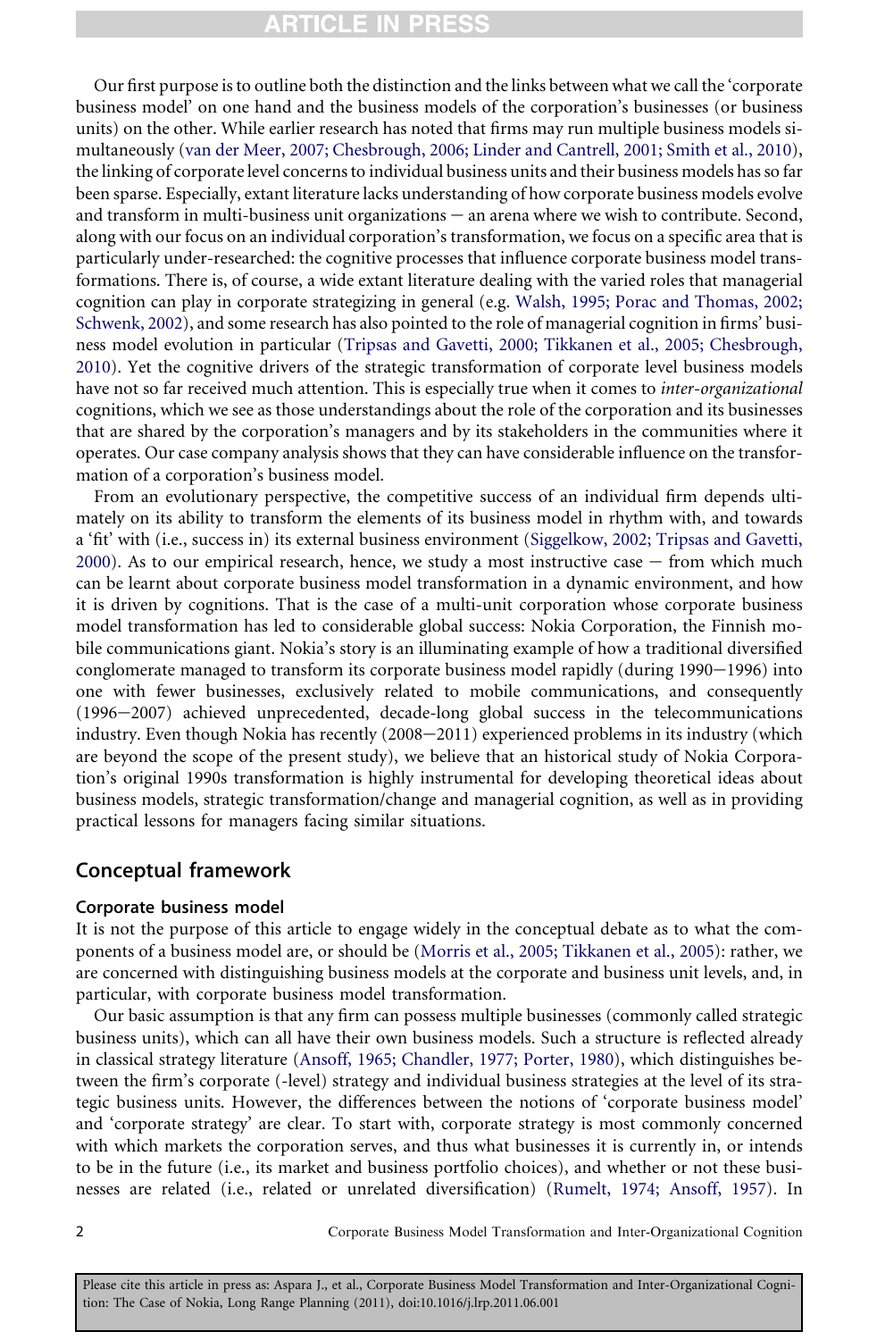Our first purpose is to outline both the distinction and the links between what we call the 'corporate business model' on one hand and the business models of the corporation's businesses (or business units) on the other. While earlier research has noted that firms may run multiple business models simultaneously (van der Meer, 2007; Chesbrough, 2006; Linder and Cantrell, 2001; Smith et al., 2010), the linking of corporate level concerns to individual business units and their business models has so far been sparse. Especially, extant literature lacks understanding of how corporate business models evolve and transform in multi-business unit organizations – an arena where we wish to contribute. Second, along with our focus on an individual corporation's transformation, we focus on a specific area that is particularly under-researched: the cognitive processes that influence corporate business model transformations. There is, of course, a wide extant literature dealing with the varied roles that managerial cognition can play in corporate strategizing in general (e.g. Walsh, 1995; Porac and Thomas, 2002; Schwenk, 2002), and some research has also pointed to the role of managerial cognition in firms' business model evolution in particular (Tripsas and Gavetti, 2000; Tikkanen et al., 2005; Chesbrough, 2010). Yet the cognitive drivers of the strategic transformation of corporate level business models have not so far received much attention. This is especially true when it comes to *inter-organizational* cognitions, which we see as those understandings about the role of the corporation and its businesses that are shared by the corporation's managers and by its stakeholders in the communities where it operates. Our case company analysis shows that they can have considerable influence on the transformation of a corporation's business model.

From an evolutionary perspective, the competitive success of an individual firm depends ultimately on its ability to transform the elements of its business model in rhythm with, and towards a 'fit' with (i.e., success in) its external business environment (Siggelkow, 2002; Tripsas and Gavetti, 2000). As to our empirical research, hence, we study a most instructive case – from which much can be learnt about corporate business model transformation in a dynamic environment, and how it is driven by cognitions. That is the case of a multi-unit corporation whose corporate business model transformation has led to considerable global success: Nokia Corporation, the Finnish mobile communications giant. Nokia's story is an illuminating example of how a traditional diversified conglomerate managed to transform its corporate business model rapidly (during 1990–1996) into one with fewer businesses, exclusively related to mobile communications, and consequently (1996–2007) achieved unprecedented, decade-long global success in the telecommunications industry. Even though Nokia has recently (2008–2011) experienced problems in its industry (which are beyond the scope of the present study), we believe that an historical study of Nokia Corporation's original 1990s transformation is highly instrumental for developing theoretical ideas about business models, strategic transformation/change and managerial cognition, as well as in providing practical lessons for managers facing similar situations.

## Conceptual framework

### Corporate business model

It is not the purpose of this article to engage widely in the conceptual debate as to what the components of a business model are, or should be (Morris et al., 2005; Tikkanen et al., 2005): rather, we are concerned with distinguishing business models at the corporate and business unit levels, and, in particular, with corporate business model transformation.

Our basic assumption is that any firm can possess multiple businesses (commonly called strategic business units), which can all have their own business models. Such a structure is reflected already in classical strategy literature (Ansoff, 1965; Chandler, 1977; Porter, 1980), which distinguishes between the firm's corporate (-level) strategy and individual business strategies at the level of its strategic business units. However, the differences between the notions of 'corporate business model' and 'corporate strategy' are clear. To start with, corporate strategy is most commonly concerned with which markets the corporation serves, and thus what businesses it is currently in, or intends to be in the future (i.e., its market and business portfolio choices), and whether or not these businesses are related (i.e., related or unrelated diversification) (Rumelt, 1974; Ansoff, 1957). In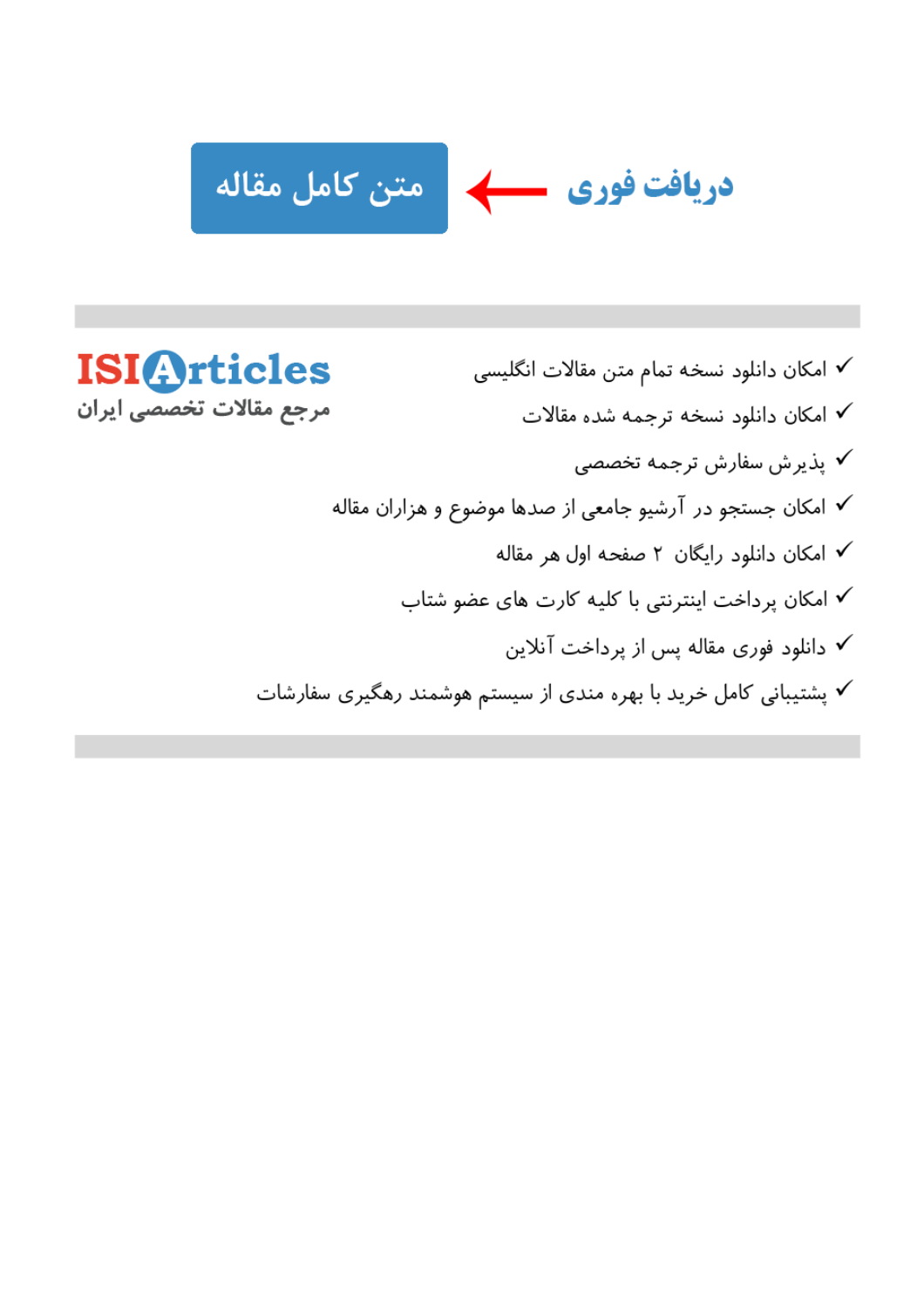دریافت فوری ← متن کامل مقاله

**ISIArticles**
مرجع مقالات تخصصی ایران

- ✓ امکان دانلود نسخه تمام متن مقالات انگلیسی
- ✓ امکان دانلود نسخه ترجمه شده مقالات
- ✓ پذیرش سفارش ترجمه تخصصی
- ✓ امکان جستجو در آرشیو جامعی از صدها موضوع و هزاران مقاله
- ✓ امکان دانلود رایگان ۲ صفحه اول هر مقاله
- ✓ امکان پرداخت اینترنتی با کلیه کارت های عضو شتاب
- ✓ دانلود فوری مقاله پس از پرداخت آنلاین
- ✓ پشتیبانی کامل خرید با بهره مندی از سیستم هوشمند رهگیری سفارشات